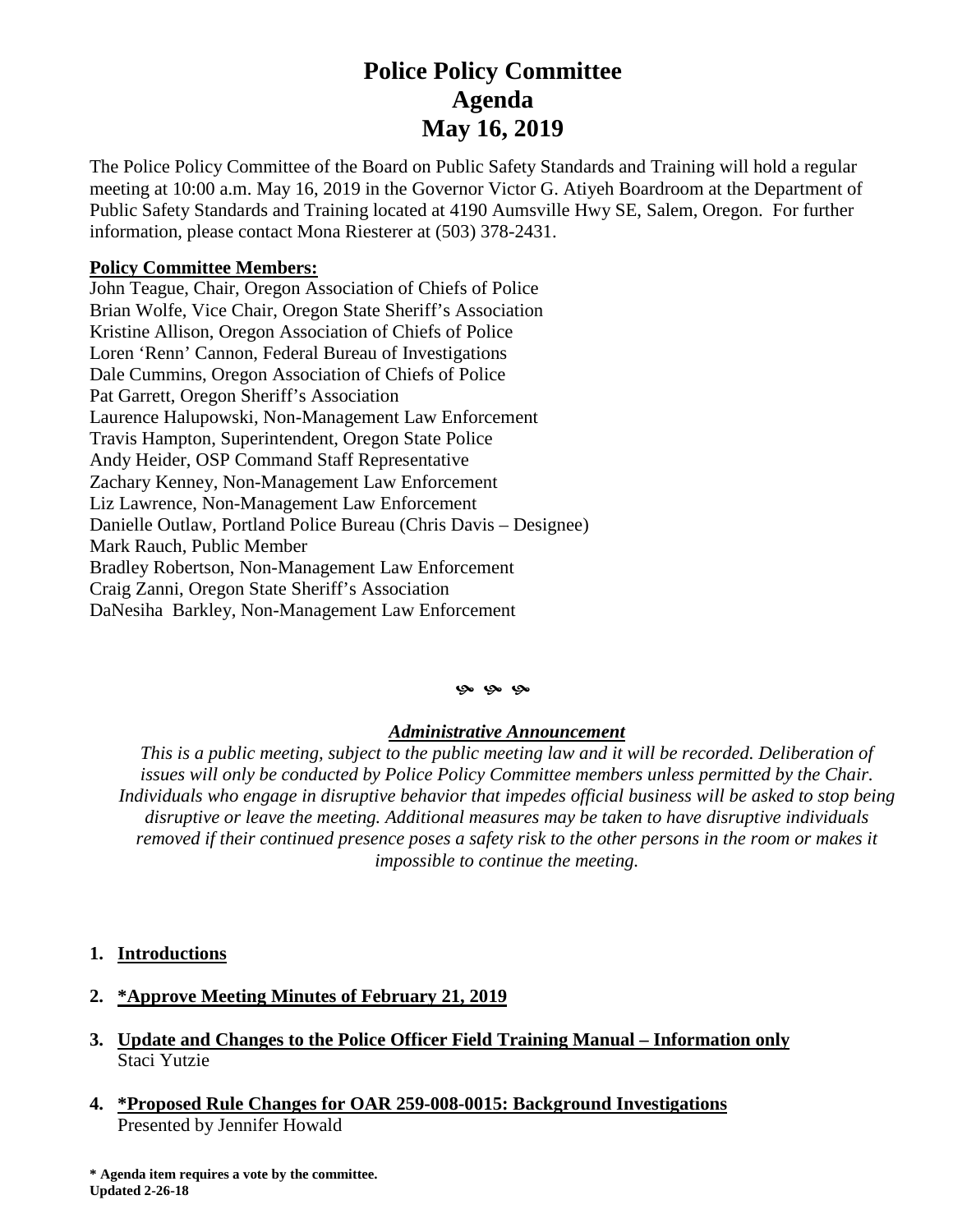# Police Policy Committee
# Agenda
# May 16, 2019

The Police Policy Committee of the Board on Public Safety Standards and Training will hold a regular meeting at 10:00 a.m. May 16, 2019 in the Governor Victor G. Atiyeh Boardroom at the Department of Public Safety Standards and Training located at 4190 Aumsville Hwy SE, Salem, Oregon. For further information, please contact Mona Riesterer at (503) 378-2431.

**Policy Committee Members:**

John Teague, Chair, Oregon Association of Chiefs of Police
Brian Wolfe, Vice Chair, Oregon State Sheriff's Association
Kristine Allison, Oregon Association of Chiefs of Police
Loren 'Renn' Cannon, Federal Bureau of Investigations
Dale Cummins, Oregon Association of Chiefs of Police
Pat Garrett, Oregon Sheriff's Association
Laurence Halupowski, Non-Management Law Enforcement
Travis Hampton, Superintendent, Oregon State Police
Andy Heider, OSP Command Staff Representative
Zachary Kenney, Non-Management Law Enforcement
Liz Lawrence, Non-Management Law Enforcement
Danielle Outlaw, Portland Police Bureau (Chris Davis – Designee)
Mark Rauch, Public Member
Bradley Robertson, Non-Management Law Enforcement
Craig Zanni, Oregon State Sheriff's Association
DaNesiha Barkley, Non-Management Law Enforcement

***Administrative Announcement***

*This is a public meeting, subject to the public meeting law and it will be recorded. Deliberation of issues will only be conducted by Police Policy Committee members unless permitted by the Chair. Individuals who engage in disruptive behavior that impedes official business will be asked to stop being disruptive or leave the meeting. Additional measures may be taken to have disruptive individuals removed if their continued presence poses a safety risk to the other persons in the room or makes it impossible to continue the meeting.*

1. **Introductions**
2. **\*Approve Meeting Minutes of February 21, 2019**
3. **Update and Changes to the Police Officer Field Training Manual – Information only**
   Staci Yutzie
4. **\*Proposed Rule Changes for OAR 259-008-0015: Background Investigations**
   Presented by Jennifer Howald

**\* Agenda item requires a vote by the committee.**
**Updated 2-26-18**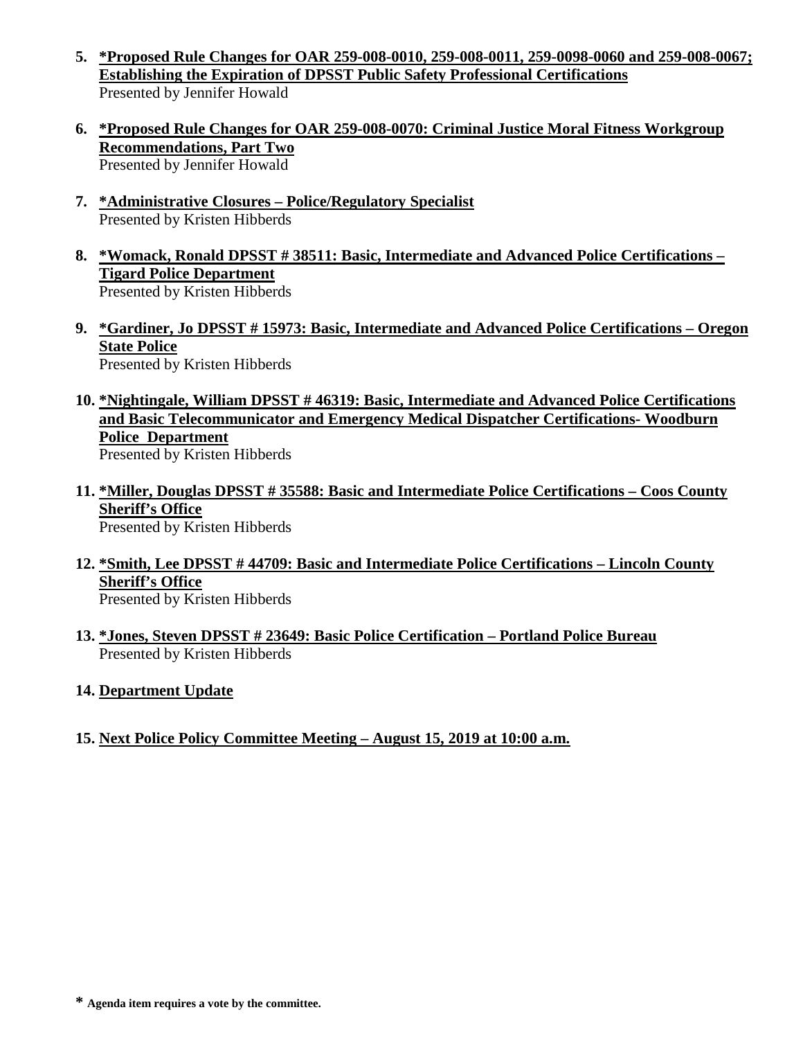5. **<u>*Proposed Rule Changes for OAR 259-008-0010, 259-008-0011, 259-0098-0060 and 259-008-0067; Establishing the Expiration of DPSST Public Safety Professional Certifications</u>**
   Presented by Jennifer Howald

6. **<u>*Proposed Rule Changes for OAR 259-008-0070: Criminal Justice Moral Fitness Workgroup Recommendations, Part Two</u>**
   Presented by Jennifer Howald

7. **<u>*Administrative Closures – Police/Regulatory Specialist</u>**
   Presented by Kristen Hibberds

8. **<u>*Womack, Ronald DPSST # 38511: Basic, Intermediate and Advanced Police Certifications – Tigard Police Department</u>**
   Presented by Kristen Hibberds

9. **<u>*Gardiner, Jo DPSST # 15973: Basic, Intermediate and Advanced Police Certifications – Oregon State Police</u>**
   Presented by Kristen Hibberds

10. **<u>*Nightingale, William DPSST # 46319: Basic, Intermediate and Advanced Police Certifications and Basic Telecommunicator and Emergency Medical Dispatcher Certifications- Woodburn Police Department</u>**
    Presented by Kristen Hibberds

11. **<u>*Miller, Douglas DPSST # 35588: Basic and Intermediate Police Certifications – Coos County Sheriff's Office</u>**
    Presented by Kristen Hibberds

12. **<u>*Smith, Lee DPSST # 44709: Basic and Intermediate Police Certifications – Lincoln County Sheriff's Office</u>**
    Presented by Kristen Hibberds

13. **<u>*Jones, Steven DPSST # 23649: Basic Police Certification – Portland Police Bureau</u>**
    Presented by Kristen Hibberds

14. **<u>Department Update</u>**

15. **<u>Next Police Policy Committee Meeting – August 15, 2019 at 10:00 a.m.</u>**

**\* Agenda item requires a vote by the committee.**